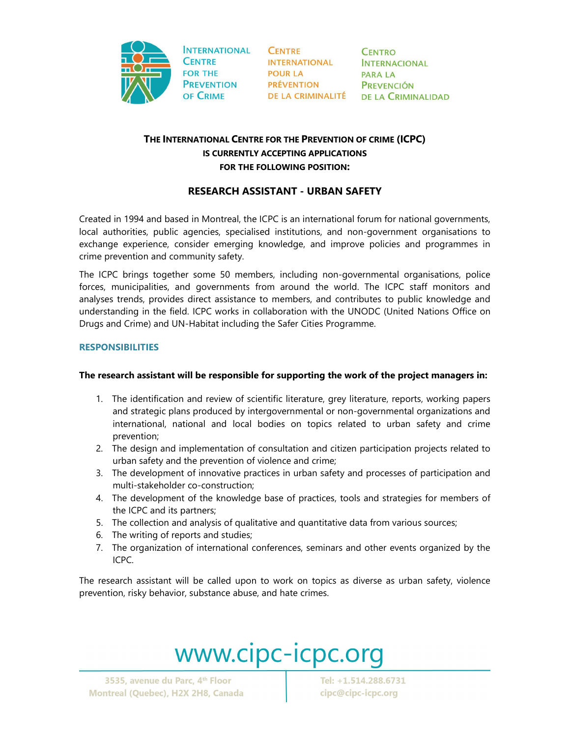INTERNATIONAL CENTRE FOR THE PREVENTION OF CRIME

CENTRE INTERNATIONAL POUR LA PRÉVENTION DE LA CRIMINALITÉ

CENTRO INTERNACIONAL PARA LA PREVENCIÓN DE LA CRIMINALIDAD

**THE INTERNATIONAL CENTRE FOR THE PREVENTION OF CRIME (ICPC)**
**IS CURRENTLY ACCEPTING APPLICATIONS**
**FOR THE FOLLOWING POSITION:**

# RESEARCH ASSISTANT - URBAN SAFETY

Created in 1994 and based in Montreal, the ICPC is an international forum for national governments, local authorities, public agencies, specialised institutions, and non-government organisations to exchange experience, consider emerging knowledge, and improve policies and programmes in crime prevention and community safety.

The ICPC brings together some 50 members, including non-governmental organisations, police forces, municipalities, and governments from around the world. The ICPC staff monitors and analyses trends, provides direct assistance to members, and contributes to public knowledge and understanding in the field. ICPC works in collaboration with the UNODC (United Nations Office on Drugs and Crime) and UN-Habitat including the Safer Cities Programme.

## RESPONSIBILITIES

**The research assistant will be responsible for supporting the work of the project managers in:**

1. The identification and review of scientific literature, grey literature, reports, working papers and strategic plans produced by intergovernmental or non-governmental organizations and international, national and local bodies on topics related to urban safety and crime prevention;
2. The design and implementation of consultation and citizen participation projects related to urban safety and the prevention of violence and crime;
3. The development of innovative practices in urban safety and processes of participation and multi-stakeholder co-construction;
4. The development of the knowledge base of practices, tools and strategies for members of the ICPC and its partners;
5. The collection and analysis of qualitative and quantitative data from various sources;
6. The writing of reports and studies;
7. The organization of international conferences, seminars and other events organized by the ICPC.

The research assistant will be called upon to work on topics as diverse as urban safety, violence prevention, risky behavior, substance abuse, and hate crimes.

www.cipc-icpc.org

3535, avenue du Parc, 4th Floor
Montreal (Quebec), H2X 2H8, Canada

Tel: +1.514.288.6731
cipc@cipc-icpc.org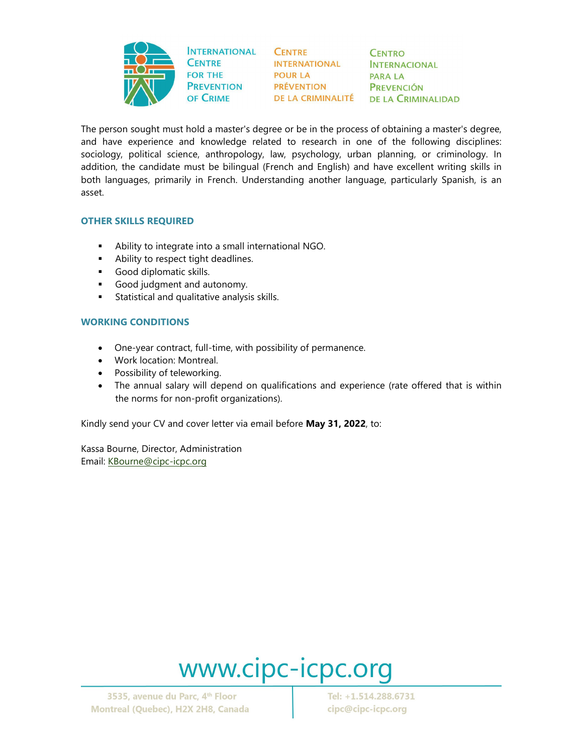The person sought must hold a master's degree or be in the process of obtaining a master's degree, and have experience and knowledge related to research in one of the following disciplines: sociology, political science, anthropology, law, psychology, urban planning, or criminology. In addition, the candidate must be bilingual (French and English) and have excellent writing skills in both languages, primarily in French. Understanding another language, particularly Spanish, is an asset.

## OTHER SKILLS REQUIRED

- Ability to integrate into a small international NGO.
- Ability to respect tight deadlines.
- Good diplomatic skills.
- Good judgment and autonomy.
- Statistical and qualitative analysis skills.

## WORKING CONDITIONS

- One-year contract, full-time, with possibility of permanence.
- Work location: Montreal.
- Possibility of teleworking.
- The annual salary will depend on qualifications and experience (rate offered that is within the norms for non-profit organizations).

Kindly send your CV and cover letter via email before **May 31, 2022**, to:

Kassa Bourne, Director, Administration
Email: KBourne@cipc-icpc.org